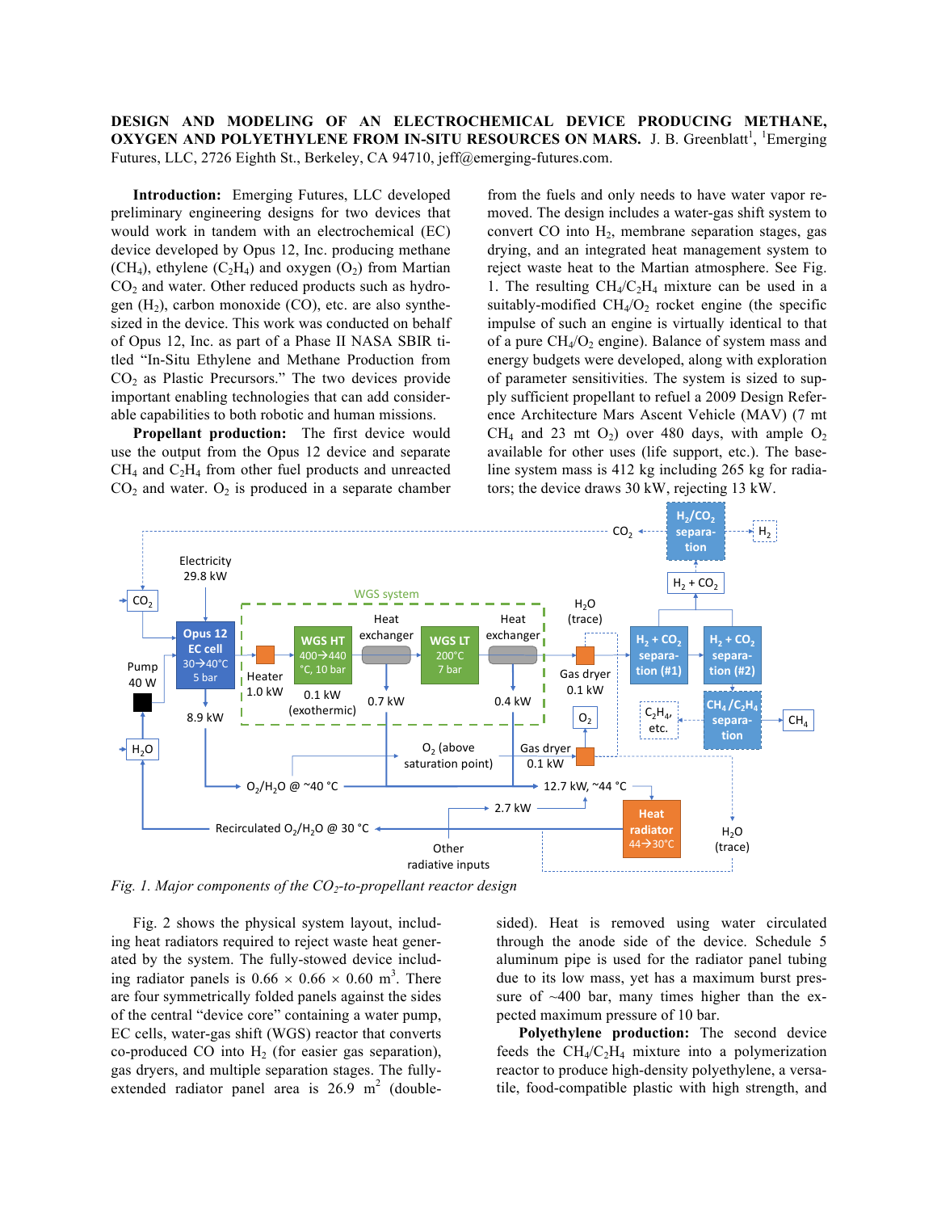**DESIGN AND MODELING OF AN ELECTROCHEMICAL DEVICE PRODUCING METHANE, OXYGEN AND POLYETHYLENE FROM IN-SITU RESOURCES ON MARS.** J. B. Greenblatt[1], [1]Emerging Futures, LLC, 2726 Eighth St., Berkeley, CA 94710, jeff@emerging-futures.com.

**Introduction:** Emerging Futures, LLC developed preliminary engineering designs for two devices that would work in tandem with an electrochemical (EC) device developed by Opus 12, Inc. producing methane ($CH_4$), ethylene ($C_2H_4$) and oxygen ($O_2$) from Martian $CO_2$ and water. Other reduced products such as hydrogen ($H_2$), carbon monoxide (CO), etc. are also synthesized in the device. This work was conducted on behalf of Opus 12, Inc. as part of a Phase II NASA SBIR titled "In-Situ Ethylene and Methane Production from $CO_2$ as Plastic Precursors." The two devices provide important enabling technologies that can add considerable capabilities to both robotic and human missions.

**Propellant production:** The first device would use the output from the Opus 12 device and separate $CH_4$ and $C_2H_4$ from other fuel products and unreacted $CO_2$ and water. $O_2$ is produced in a separate chamber from the fuels and only needs to have water vapor removed. The design includes a water-gas shift system to convert CO into $H_2$, membrane separation stages, gas drying, and an integrated heat management system to reject waste heat to the Martian atmosphere. See Fig. 1. The resulting $CH_4/C_2H_4$ mixture can be used in a suitably-modified $CH_4/O_2$ rocket engine (the specific impulse of such an engine is virtually identical to that of a pure $CH_4/O_2$ engine). Balance of system mass and energy budgets were developed, along with exploration of parameter sensitivities. The system is sized to supply sufficient propellant to refuel a 2009 Design Reference Architecture Mars Ascent Vehicle (MAV) (7 mt $CH_4$ and 23 mt $O_2$) over 480 days, with ample $O_2$ available for other uses (life support, etc.). The baseline system mass is 412 kg including 265 kg for radiators; the device draws 30 kW, rejecting 13 kW.

*Fig. 1. Major components of the $CO_2$-to-propellant reactor design*

Fig. 2 shows the physical system layout, including heat radiators required to reject waste heat generated by the system. The fully-stowed device including radiator panels is 0.66 × 0.66 × 0.60 m$^3$. There are four symmetrically folded panels against the sides of the central "device core" containing a water pump, EC cells, water-gas shift (WGS) reactor that converts co-produced CO into $H_2$ (for easier gas separation), gas dryers, and multiple separation stages. The fully-extended radiator panel area is 26.9 m$^2$ (double-sided). Heat is removed using water circulated through the anode side of the device. Schedule 5 aluminum pipe is used for the radiator panel tubing due to its low mass, yet has a maximum burst pressure of ~400 bar, many times higher than the expected maximum pressure of 10 bar.

**Polyethylene production:** The second device feeds the $CH_4/C_2H_4$ mixture into a polymerization reactor to produce high-density polyethylene, a versatile, food-compatible plastic with high strength, and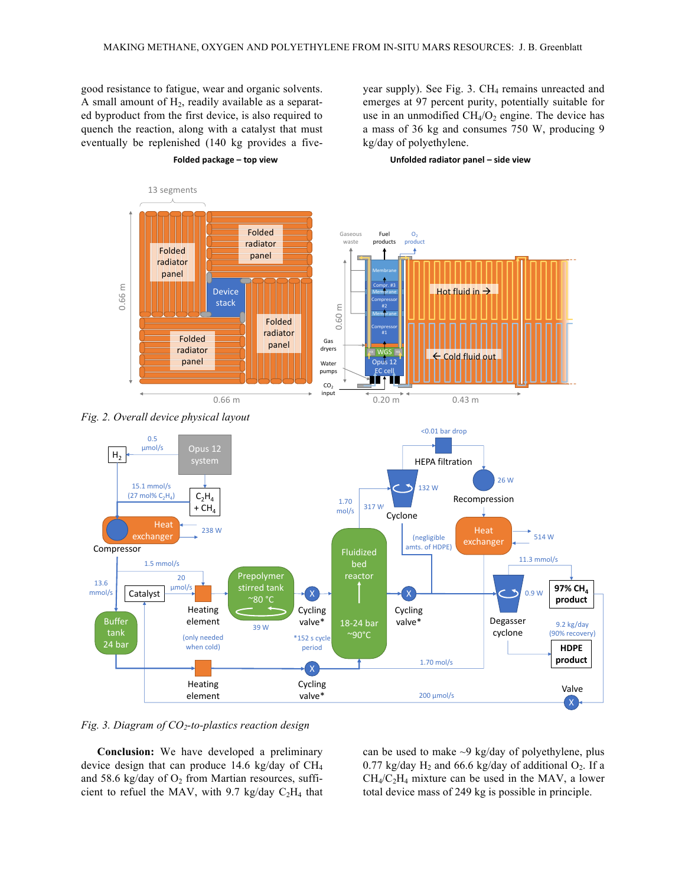good resistance to fatigue, wear and organic solvents. A small amount of $H_2$, readily available as a separated byproduct from the first device, is also required to quench the reaction, along with a catalyst that must eventually be replenished (140 kg provides a five-year supply). See Fig. 3. $CH_4$ remains unreacted and emerges at 97 percent purity, potentially suitable for use in an unmodified $CH_4/O_2$ engine. The device has a mass of 36 kg and consumes 750 W, producing 9 kg/day of polyethylene.

Folded package – top view

13 segments

Folded radiator panel

Folded radiator panel

Device stack

Folded radiator panel

Folded radiator panel

0.66 m

0.66 m

Unfolded radiator panel – side view

Gaseous waste

Fuel products

$O_2$ product

Membrane

Compr. #3

Membrane

Compressor #2

Membrane

Compressor #1

WGS

Opus 12 EC cell

Hot fluid in →

← Cold fluid out

Gas dryers

Water pumps

$CO_2$ input

0.60 m

0.20 m

0.43 m

*Fig. 2. Overall device physical layout*

$H_2$

0.5 μmol/s

Opus 12 system

15.1 mmol/s (27 mol% $C_2H_4$)

$C_2H_4$ + $CH_4$

Heat exchanger

238 W

Compressor

1.5 mmol/s

13.6 mmol/s

20 μmol/s

Catalyst

Heating element

(only needed when cold)

Buffer tank 24 bar

Prepolymer stirred tank ~80 °C

39 W

Cycling valve*

*152 s cycle period

Heating element

Cycling valve*

1.70 mol/s

317 W

Fluidized bed reactor

18-24 bar ~90°C

Cycling valve*

<0.01 bar drop

HEPA filtration

132 W

Cyclone

26 W

Recompression

(negligible amts. of HDPE)

Heat exchanger

514 W

11.3 mmol/s

0.9 W

Degasser cyclone

97% $CH_4$ product

9.2 kg/day (90% recovery)

HDPE product

1.70 mol/s

200 μmol/s

Valve

*Fig. 3. Diagram of $CO_2$-to-plastics reaction design*

**Conclusion:** We have developed a preliminary device design that can produce 14.6 kg/day of $CH_4$ and 58.6 kg/day of $O_2$ from Martian resources, sufficient to refuel the MAV, with 9.7 kg/day $C_2H_4$ that can be used to make ~9 kg/day of polyethylene, plus 0.77 kg/day $H_2$ and 66.6 kg/day of additional $O_2$. If a $CH_4/C_2H_4$ mixture can be used in the MAV, a lower total device mass of 249 kg is possible in principle.